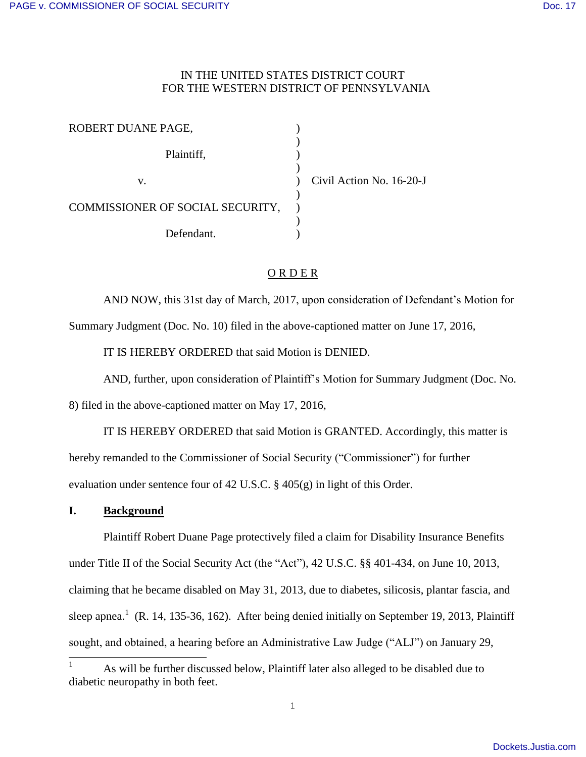IN THE UNITED STATES DISTRICT COURT
FOR THE WESTERN DISTRICT OF PENNSYLVANIA

| | | |
|---|---|---|
| ROBERT DUANE PAGE, | ) | |
| | ) | |
| Plaintiff, | ) | |
| | ) | |
| v. | ) | Civil Action No. 16-20-J |
| | ) | |
| COMMISSIONER OF SOCIAL SECURITY, | ) | |
| | ) | |
| Defendant. | ) | |

O R D E R

AND NOW, this 31st day of March, 2017, upon consideration of Defendant's Motion for Summary Judgment (Doc. No. 10) filed in the above-captioned matter on June 17, 2016,

IT IS HEREBY ORDERED that said Motion is DENIED.

AND, further, upon consideration of Plaintiff's Motion for Summary Judgment (Doc. No. 8) filed in the above-captioned matter on May 17, 2016,

IT IS HEREBY ORDERED that said Motion is GRANTED. Accordingly, this matter is hereby remanded to the Commissioner of Social Security ("Commissioner") for further evaluation under sentence four of 42 U.S.C. § 405(g) in light of this Order.

## I. Background

Plaintiff Robert Duane Page protectively filed a claim for Disability Insurance Benefits under Title II of the Social Security Act (the "Act"), 42 U.S.C. §§ 401-434, on June 10, 2013, claiming that he became disabled on May 31, 2013, due to diabetes, silicosis, plantar fascia, and sleep apnea.[1] (R. 14, 135-36, 162). After being denied initially on September 19, 2013, Plaintiff sought, and obtained, a hearing before an Administrative Law Judge ("ALJ") on January 29,

[1] As will be further discussed below, Plaintiff later also alleged to be disabled due to diabetic neuropathy in both feet.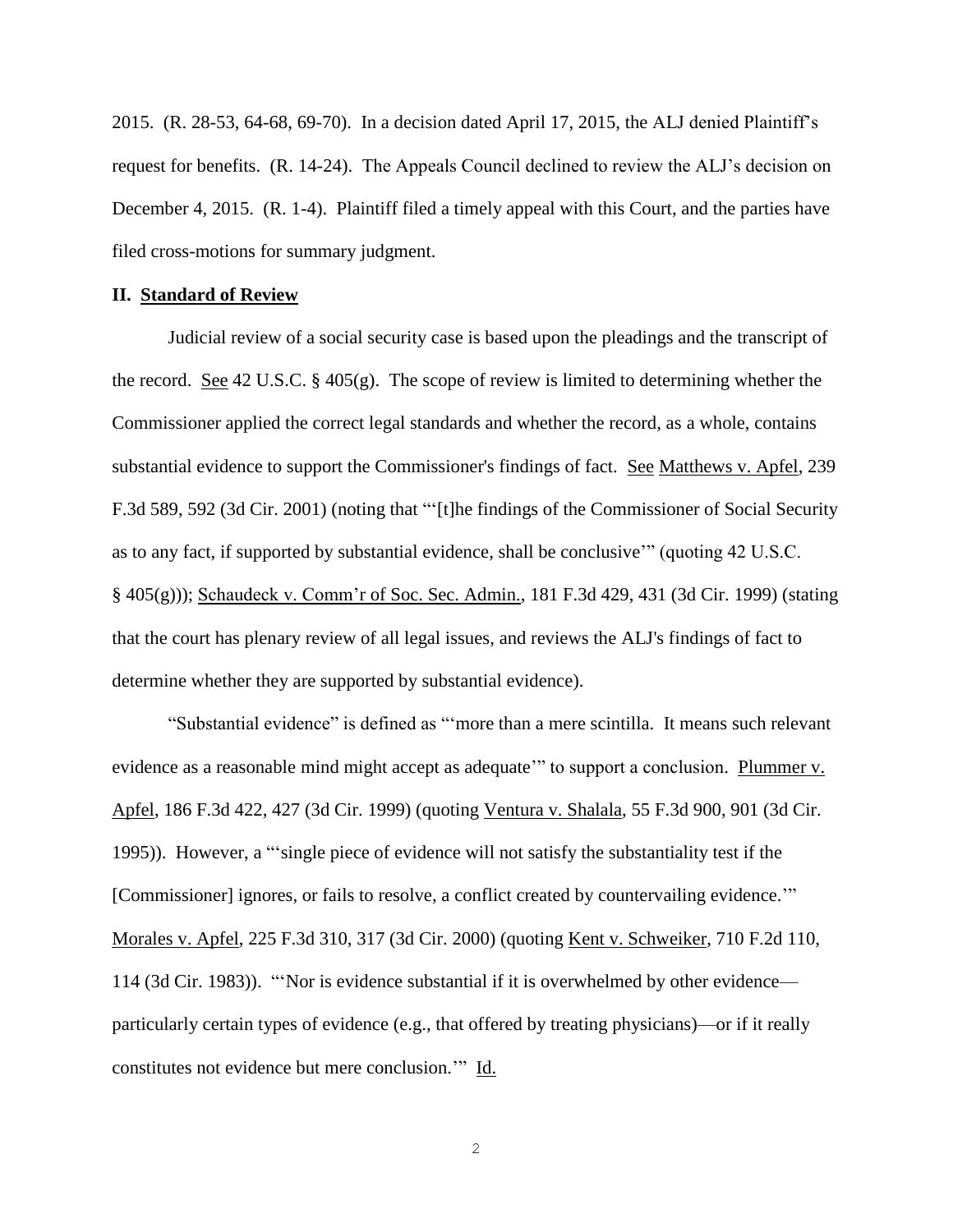2015. (R. 28-53, 64-68, 69-70). In a decision dated April 17, 2015, the ALJ denied Plaintiff's request for benefits. (R. 14-24). The Appeals Council declined to review the ALJ's decision on December 4, 2015. (R. 1-4). Plaintiff filed a timely appeal with this Court, and the parties have filed cross-motions for summary judgment.

## II. Standard of Review

Judicial review of a social security case is based upon the pleadings and the transcript of the record. See 42 U.S.C. § 405(g). The scope of review is limited to determining whether the Commissioner applied the correct legal standards and whether the record, as a whole, contains substantial evidence to support the Commissioner's findings of fact. See Matthews v. Apfel, 239 F.3d 589, 592 (3d Cir. 2001) (noting that "'[t]he findings of the Commissioner of Social Security as to any fact, if supported by substantial evidence, shall be conclusive'" (quoting 42 U.S.C. § 405(g))); Schaudeck v. Comm'r of Soc. Sec. Admin., 181 F.3d 429, 431 (3d Cir. 1999) (stating that the court has plenary review of all legal issues, and reviews the ALJ's findings of fact to determine whether they are supported by substantial evidence).

"Substantial evidence" is defined as "'more than a mere scintilla. It means such relevant evidence as a reasonable mind might accept as adequate'" to support a conclusion. Plummer v. Apfel, 186 F.3d 422, 427 (3d Cir. 1999) (quoting Ventura v. Shalala, 55 F.3d 900, 901 (3d Cir. 1995)). However, a "'single piece of evidence will not satisfy the substantiality test if the [Commissioner] ignores, or fails to resolve, a conflict created by countervailing evidence.'" Morales v. Apfel, 225 F.3d 310, 317 (3d Cir. 2000) (quoting Kent v. Schweiker, 710 F.2d 110, 114 (3d Cir. 1983)). "'Nor is evidence substantial if it is overwhelmed by other evidence—particularly certain types of evidence (e.g., that offered by treating physicians)—or if it really constitutes not evidence but mere conclusion.'" Id.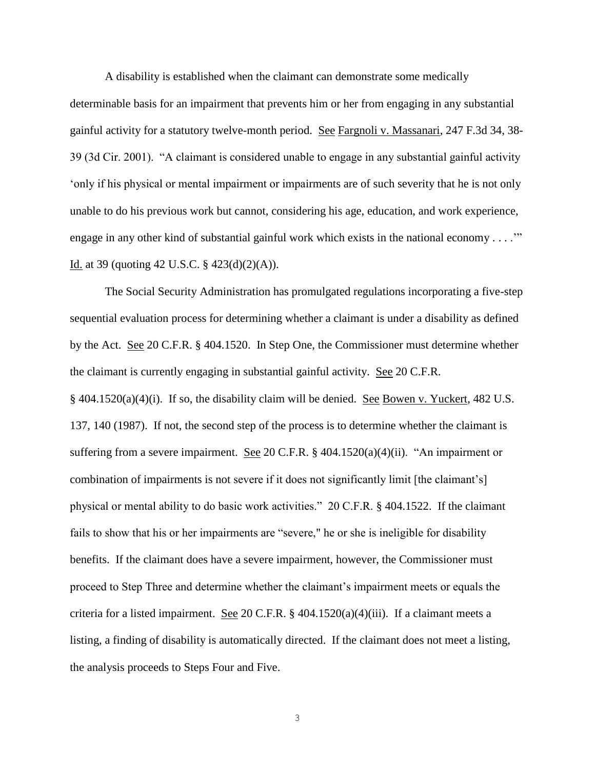A disability is established when the claimant can demonstrate some medically determinable basis for an impairment that prevents him or her from engaging in any substantial gainful activity for a statutory twelve-month period. See Fargnoli v. Massanari, 247 F.3d 34, 38-39 (3d Cir. 2001). "A claimant is considered unable to engage in any substantial gainful activity 'only if his physical or mental impairment or impairments are of such severity that he is not only unable to do his previous work but cannot, considering his age, education, and work experience, engage in any other kind of substantial gainful work which exists in the national economy . . . .'" Id. at 39 (quoting 42 U.S.C. § 423(d)(2)(A)).

The Social Security Administration has promulgated regulations incorporating a five-step sequential evaluation process for determining whether a claimant is under a disability as defined by the Act. See 20 C.F.R. § 404.1520. In Step One, the Commissioner must determine whether the claimant is currently engaging in substantial gainful activity. See 20 C.F.R. § 404.1520(a)(4)(i). If so, the disability claim will be denied. See Bowen v. Yuckert, 482 U.S. 137, 140 (1987). If not, the second step of the process is to determine whether the claimant is suffering from a severe impairment. See 20 C.F.R. § 404.1520(a)(4)(ii). "An impairment or combination of impairments is not severe if it does not significantly limit [the claimant's] physical or mental ability to do basic work activities." 20 C.F.R. § 404.1522. If the claimant fails to show that his or her impairments are "severe," he or she is ineligible for disability benefits. If the claimant does have a severe impairment, however, the Commissioner must proceed to Step Three and determine whether the claimant's impairment meets or equals the criteria for a listed impairment. See 20 C.F.R. § 404.1520(a)(4)(iii). If a claimant meets a listing, a finding of disability is automatically directed. If the claimant does not meet a listing, the analysis proceeds to Steps Four and Five.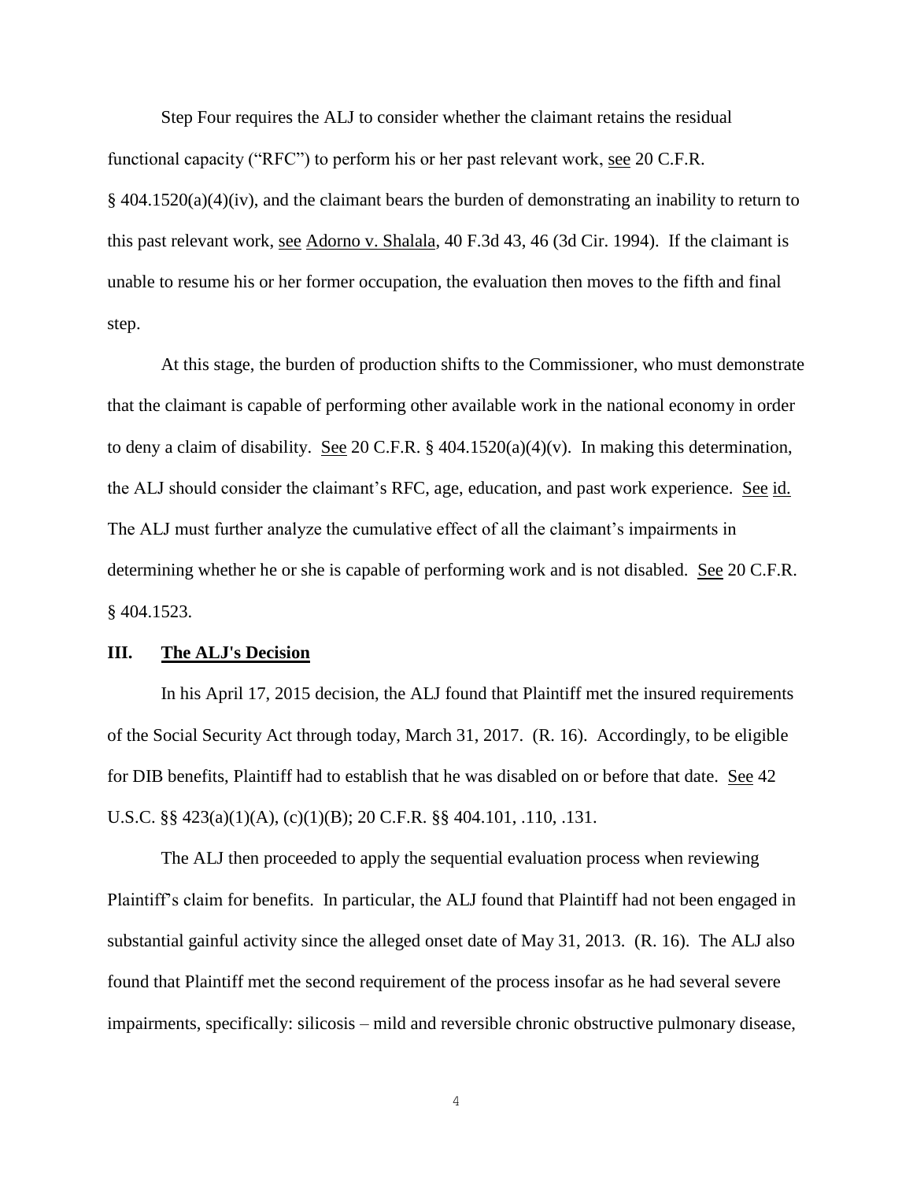Step Four requires the ALJ to consider whether the claimant retains the residual functional capacity ("RFC") to perform his or her past relevant work, see 20 C.F.R. § 404.1520(a)(4)(iv), and the claimant bears the burden of demonstrating an inability to return to this past relevant work, see Adorno v. Shalala, 40 F.3d 43, 46 (3d Cir. 1994). If the claimant is unable to resume his or her former occupation, the evaluation then moves to the fifth and final step.

At this stage, the burden of production shifts to the Commissioner, who must demonstrate that the claimant is capable of performing other available work in the national economy in order to deny a claim of disability. See 20 C.F.R. § 404.1520(a)(4)(v). In making this determination, the ALJ should consider the claimant's RFC, age, education, and past work experience. See id. The ALJ must further analyze the cumulative effect of all the claimant's impairments in determining whether he or she is capable of performing work and is not disabled. See 20 C.F.R. § 404.1523.

## III. The ALJ's Decision

In his April 17, 2015 decision, the ALJ found that Plaintiff met the insured requirements of the Social Security Act through today, March 31, 2017. (R. 16). Accordingly, to be eligible for DIB benefits, Plaintiff had to establish that he was disabled on or before that date. See 42 U.S.C. §§ 423(a)(1)(A), (c)(1)(B); 20 C.F.R. §§ 404.101, .110, .131.

The ALJ then proceeded to apply the sequential evaluation process when reviewing Plaintiff's claim for benefits. In particular, the ALJ found that Plaintiff had not been engaged in substantial gainful activity since the alleged onset date of May 31, 2013. (R. 16). The ALJ also found that Plaintiff met the second requirement of the process insofar as he had several severe impairments, specifically: silicosis – mild and reversible chronic obstructive pulmonary disease,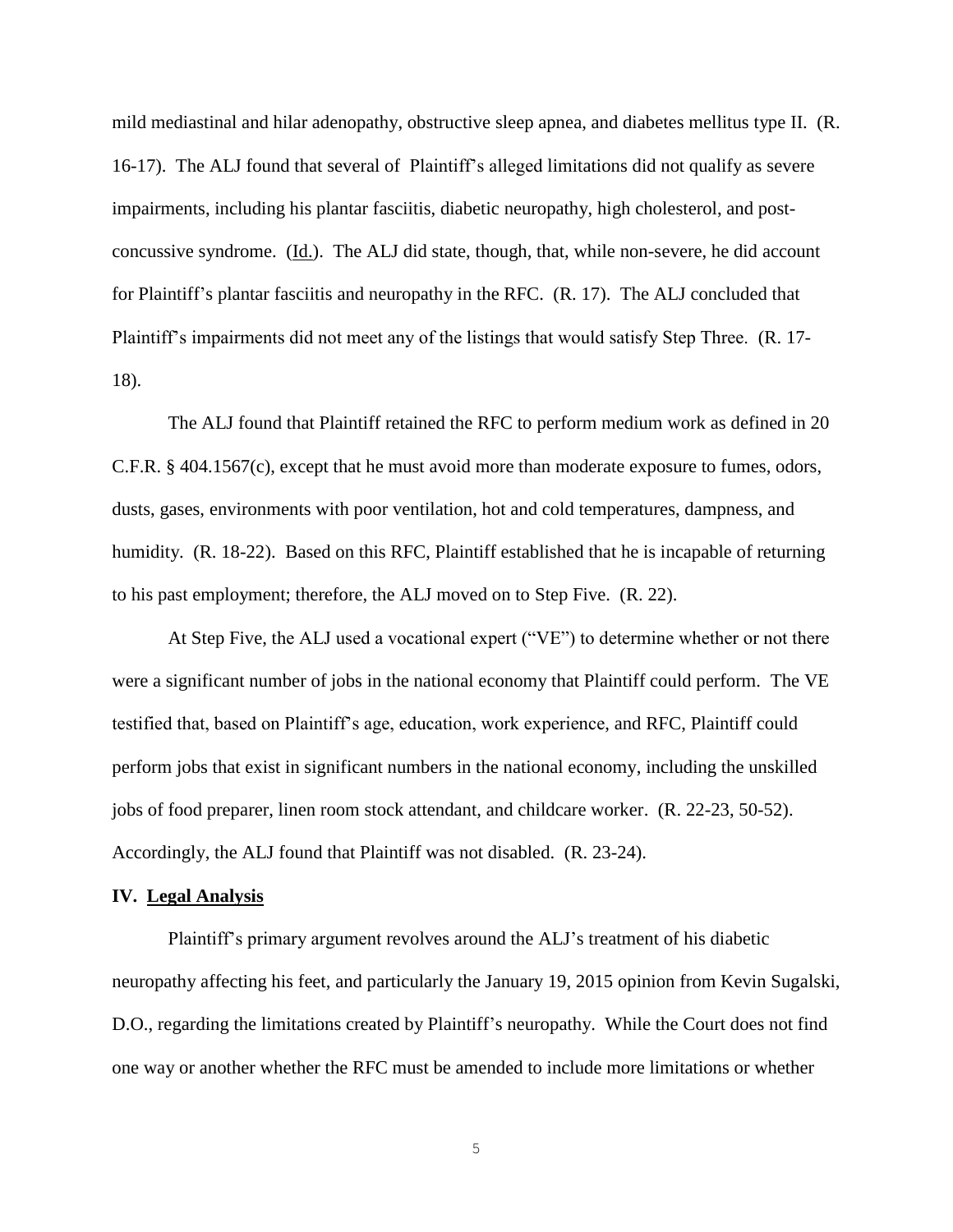mild mediastinal and hilar adenopathy, obstructive sleep apnea, and diabetes mellitus type II. (R. 16-17). The ALJ found that several of Plaintiff's alleged limitations did not qualify as severe impairments, including his plantar fasciitis, diabetic neuropathy, high cholesterol, and post-concussive syndrome. (Id.). The ALJ did state, though, that, while non-severe, he did account for Plaintiff's plantar fasciitis and neuropathy in the RFC. (R. 17). The ALJ concluded that Plaintiff's impairments did not meet any of the listings that would satisfy Step Three. (R. 17-18).

The ALJ found that Plaintiff retained the RFC to perform medium work as defined in 20 C.F.R. § 404.1567(c), except that he must avoid more than moderate exposure to fumes, odors, dusts, gases, environments with poor ventilation, hot and cold temperatures, dampness, and humidity. (R. 18-22). Based on this RFC, Plaintiff established that he is incapable of returning to his past employment; therefore, the ALJ moved on to Step Five. (R. 22).

At Step Five, the ALJ used a vocational expert ("VE") to determine whether or not there were a significant number of jobs in the national economy that Plaintiff could perform. The VE testified that, based on Plaintiff's age, education, work experience, and RFC, Plaintiff could perform jobs that exist in significant numbers in the national economy, including the unskilled jobs of food preparer, linen room stock attendant, and childcare worker. (R. 22-23, 50-52). Accordingly, the ALJ found that Plaintiff was not disabled. (R. 23-24).

## IV. Legal Analysis

Plaintiff's primary argument revolves around the ALJ's treatment of his diabetic neuropathy affecting his feet, and particularly the January 19, 2015 opinion from Kevin Sugalski, D.O., regarding the limitations created by Plaintiff's neuropathy. While the Court does not find one way or another whether the RFC must be amended to include more limitations or whether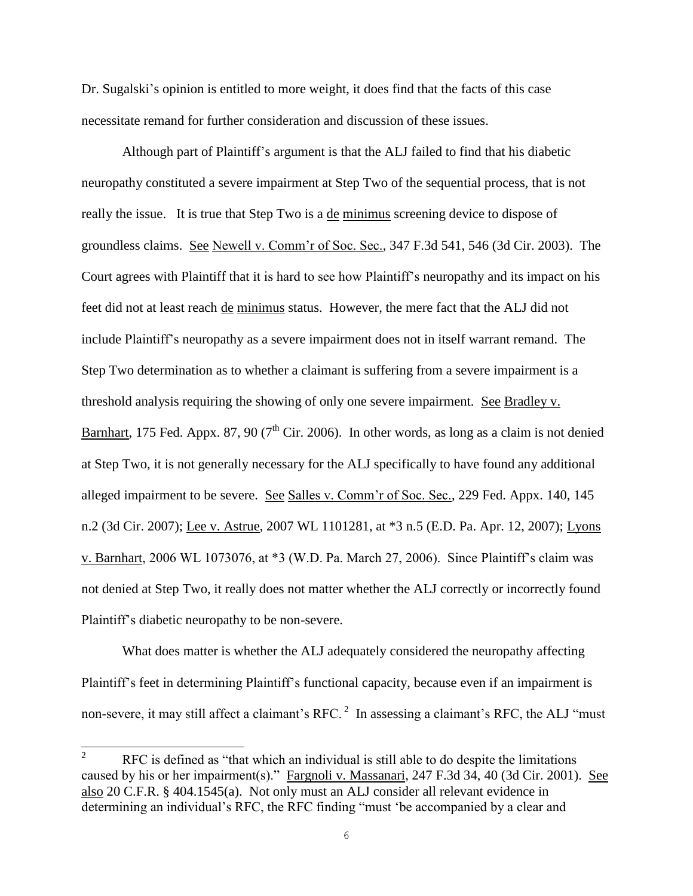Dr. Sugalski's opinion is entitled to more weight, it does find that the facts of this case necessitate remand for further consideration and discussion of these issues.

Although part of Plaintiff's argument is that the ALJ failed to find that his diabetic neuropathy constituted a severe impairment at Step Two of the sequential process, that is not really the issue. It is true that Step Two is a de minimus screening device to dispose of groundless claims. See Newell v. Comm'r of Soc. Sec., 347 F.3d 541, 546 (3d Cir. 2003). The Court agrees with Plaintiff that it is hard to see how Plaintiff's neuropathy and its impact on his feet did not at least reach de minimus status. However, the mere fact that the ALJ did not include Plaintiff's neuropathy as a severe impairment does not in itself warrant remand. The Step Two determination as to whether a claimant is suffering from a severe impairment is a threshold analysis requiring the showing of only one severe impairment. See Bradley v. Barnhart, 175 Fed. Appx. 87, 90 (7th Cir. 2006). In other words, as long as a claim is not denied at Step Two, it is not generally necessary for the ALJ specifically to have found any additional alleged impairment to be severe. See Salles v. Comm'r of Soc. Sec., 229 Fed. Appx. 140, 145 n.2 (3d Cir. 2007); Lee v. Astrue, 2007 WL 1101281, at *3 n.5 (E.D. Pa. Apr. 12, 2007); Lyons v. Barnhart, 2006 WL 1073076, at *3 (W.D. Pa. March 27, 2006). Since Plaintiff's claim was not denied at Step Two, it really does not matter whether the ALJ correctly or incorrectly found Plaintiff's diabetic neuropathy to be non-severe.

What does matter is whether the ALJ adequately considered the neuropathy affecting Plaintiff's feet in determining Plaintiff's functional capacity, because even if an impairment is non-severe, it may still affect a claimant's RFC.[2] In assessing a claimant's RFC, the ALJ "must

---

[2] RFC is defined as "that which an individual is still able to do despite the limitations caused by his or her impairment(s)." Fargnoli v. Massanari, 247 F.3d 34, 40 (3d Cir. 2001). See also 20 C.F.R. § 404.1545(a). Not only must an ALJ consider all relevant evidence in determining an individual's RFC, the RFC finding "must 'be accompanied by a clear and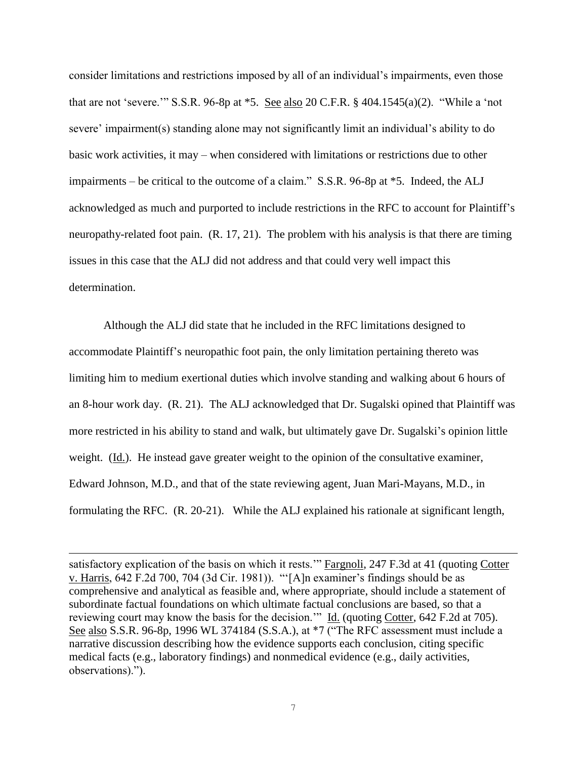consider limitations and restrictions imposed by all of an individual's impairments, even those that are not 'severe.'" S.S.R. 96-8p at *5. See also 20 C.F.R. § 404.1545(a)(2). "While a 'not severe' impairment(s) standing alone may not significantly limit an individual's ability to do basic work activities, it may – when considered with limitations or restrictions due to other impairments – be critical to the outcome of a claim." S.S.R. 96-8p at *5. Indeed, the ALJ acknowledged as much and purported to include restrictions in the RFC to account for Plaintiff's neuropathy-related foot pain. (R. 17, 21). The problem with his analysis is that there are timing issues in this case that the ALJ did not address and that could very well impact this determination.

Although the ALJ did state that he included in the RFC limitations designed to accommodate Plaintiff's neuropathic foot pain, the only limitation pertaining thereto was limiting him to medium exertional duties which involve standing and walking about 6 hours of an 8-hour work day. (R. 21). The ALJ acknowledged that Dr. Sugalski opined that Plaintiff was more restricted in his ability to stand and walk, but ultimately gave Dr. Sugalski's opinion little weight. (Id.). He instead gave greater weight to the opinion of the consultative examiner, Edward Johnson, M.D., and that of the state reviewing agent, Juan Mari-Mayans, M.D., in formulating the RFC. (R. 20-21). While the ALJ explained his rationale at significant length,

---

satisfactory explication of the basis on which it rests.'" Fargnoli, 247 F.3d at 41 (quoting Cotter v. Harris, 642 F.2d 700, 704 (3d Cir. 1981)). "'[A]n examiner's findings should be as comprehensive and analytical as feasible and, where appropriate, should include a statement of subordinate factual foundations on which ultimate factual conclusions are based, so that a reviewing court may know the basis for the decision.'" Id. (quoting Cotter, 642 F.2d at 705). See also S.S.R. 96-8p, 1996 WL 374184 (S.S.A.), at *7 ("The RFC assessment must include a narrative discussion describing how the evidence supports each conclusion, citing specific medical facts (e.g., laboratory findings) and nonmedical evidence (e.g., daily activities, observations).").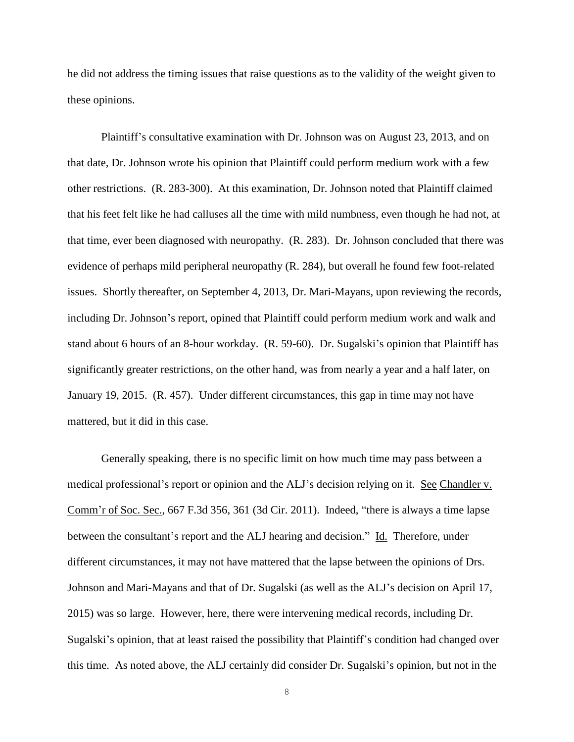he did not address the timing issues that raise questions as to the validity of the weight given to these opinions.

Plaintiff's consultative examination with Dr. Johnson was on August 23, 2013, and on that date, Dr. Johnson wrote his opinion that Plaintiff could perform medium work with a few other restrictions. (R. 283-300). At this examination, Dr. Johnson noted that Plaintiff claimed that his feet felt like he had calluses all the time with mild numbness, even though he had not, at that time, ever been diagnosed with neuropathy. (R. 283). Dr. Johnson concluded that there was evidence of perhaps mild peripheral neuropathy (R. 284), but overall he found few foot-related issues. Shortly thereafter, on September 4, 2013, Dr. Mari-Mayans, upon reviewing the records, including Dr. Johnson's report, opined that Plaintiff could perform medium work and walk and stand about 6 hours of an 8-hour workday. (R. 59-60). Dr. Sugalski's opinion that Plaintiff has significantly greater restrictions, on the other hand, was from nearly a year and a half later, on January 19, 2015. (R. 457). Under different circumstances, this gap in time may not have mattered, but it did in this case.

Generally speaking, there is no specific limit on how much time may pass between a medical professional's report or opinion and the ALJ's decision relying on it. See Chandler v. Comm'r of Soc. Sec., 667 F.3d 356, 361 (3d Cir. 2011). Indeed, "there is always a time lapse between the consultant's report and the ALJ hearing and decision." Id. Therefore, under different circumstances, it may not have mattered that the lapse between the opinions of Drs. Johnson and Mari-Mayans and that of Dr. Sugalski (as well as the ALJ's decision on April 17, 2015) was so large. However, here, there were intervening medical records, including Dr. Sugalski's opinion, that at least raised the possibility that Plaintiff's condition had changed over this time. As noted above, the ALJ certainly did consider Dr. Sugalski's opinion, but not in the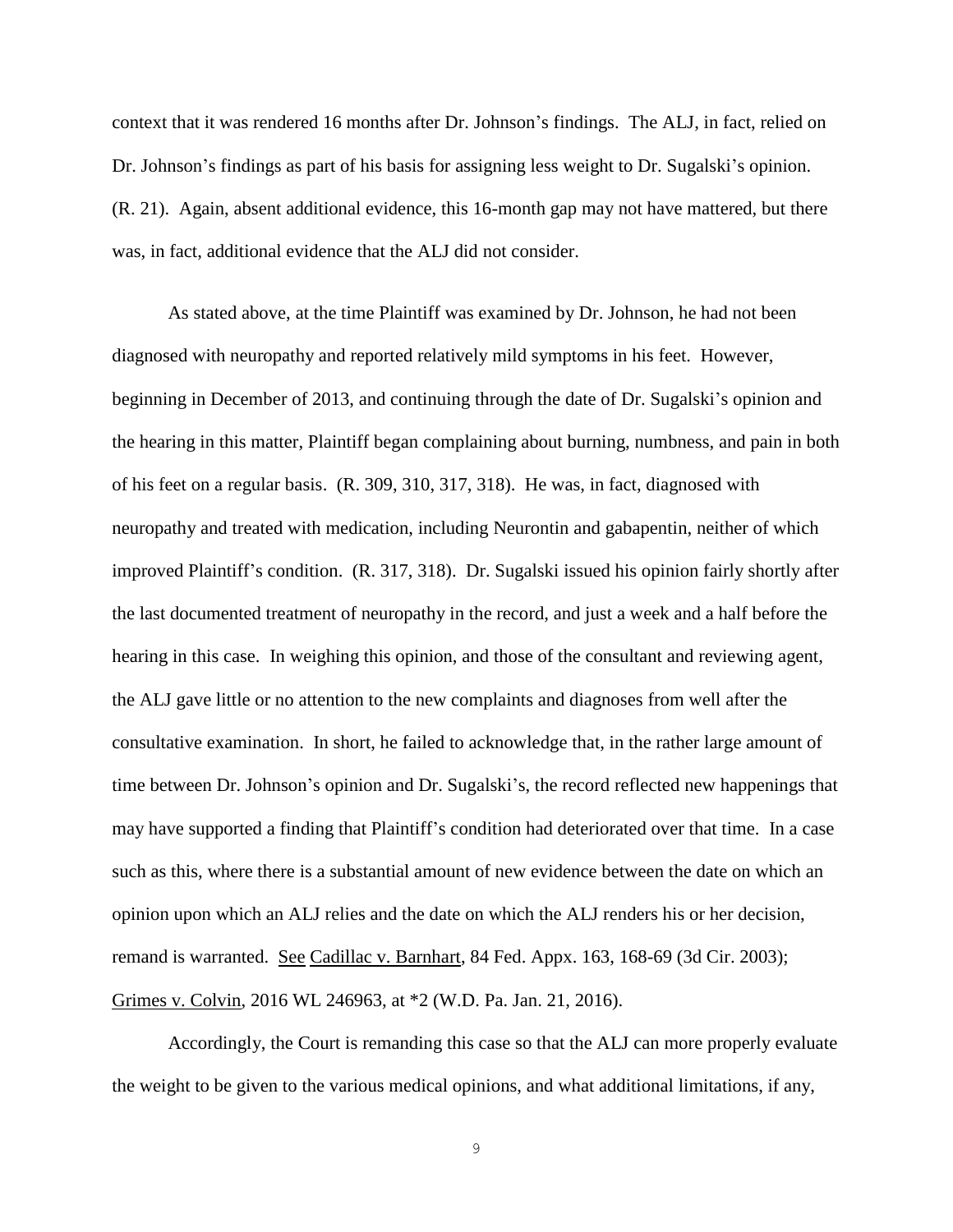context that it was rendered 16 months after Dr. Johnson's findings. The ALJ, in fact, relied on Dr. Johnson's findings as part of his basis for assigning less weight to Dr. Sugalski's opinion. (R. 21). Again, absent additional evidence, this 16-month gap may not have mattered, but there was, in fact, additional evidence that the ALJ did not consider.

As stated above, at the time Plaintiff was examined by Dr. Johnson, he had not been diagnosed with neuropathy and reported relatively mild symptoms in his feet. However, beginning in December of 2013, and continuing through the date of Dr. Sugalski's opinion and the hearing in this matter, Plaintiff began complaining about burning, numbness, and pain in both of his feet on a regular basis. (R. 309, 310, 317, 318). He was, in fact, diagnosed with neuropathy and treated with medication, including Neurontin and gabapentin, neither of which improved Plaintiff's condition. (R. 317, 318). Dr. Sugalski issued his opinion fairly shortly after the last documented treatment of neuropathy in the record, and just a week and a half before the hearing in this case. In weighing this opinion, and those of the consultant and reviewing agent, the ALJ gave little or no attention to the new complaints and diagnoses from well after the consultative examination. In short, he failed to acknowledge that, in the rather large amount of time between Dr. Johnson's opinion and Dr. Sugalski's, the record reflected new happenings that may have supported a finding that Plaintiff's condition had deteriorated over that time. In a case such as this, where there is a substantial amount of new evidence between the date on which an opinion upon which an ALJ relies and the date on which the ALJ renders his or her decision, remand is warranted. See Cadillac v. Barnhart, 84 Fed. Appx. 163, 168-69 (3d Cir. 2003); Grimes v. Colvin, 2016 WL 246963, at *2 (W.D. Pa. Jan. 21, 2016).

Accordingly, the Court is remanding this case so that the ALJ can more properly evaluate the weight to be given to the various medical opinions, and what additional limitations, if any,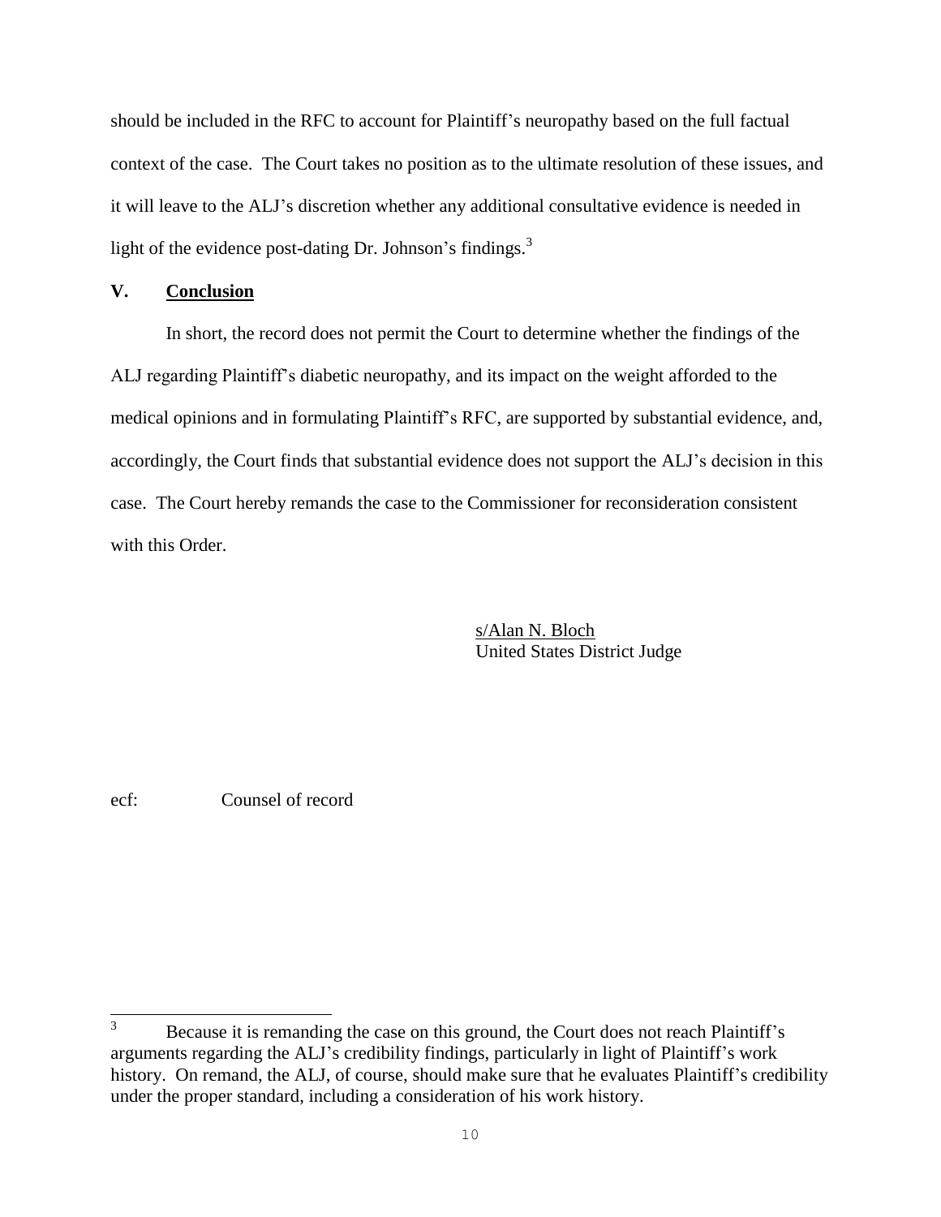should be included in the RFC to account for Plaintiff's neuropathy based on the full factual context of the case. The Court takes no position as to the ultimate resolution of these issues, and it will leave to the ALJ's discretion whether any additional consultative evidence is needed in light of the evidence post-dating Dr. Johnson's findings.[3]

## V. Conclusion

In short, the record does not permit the Court to determine whether the findings of the ALJ regarding Plaintiff's diabetic neuropathy, and its impact on the weight afforded to the medical opinions and in formulating Plaintiff's RFC, are supported by substantial evidence, and, accordingly, the Court finds that substantial evidence does not support the ALJ's decision in this case. The Court hereby remands the case to the Commissioner for reconsideration consistent with this Order.

s/Alan N. Bloch
United States District Judge

ecf: Counsel of record

---

[3] Because it is remanding the case on this ground, the Court does not reach Plaintiff's arguments regarding the ALJ's credibility findings, particularly in light of Plaintiff's work history. On remand, the ALJ, of course, should make sure that he evaluates Plaintiff's credibility under the proper standard, including a consideration of his work history.